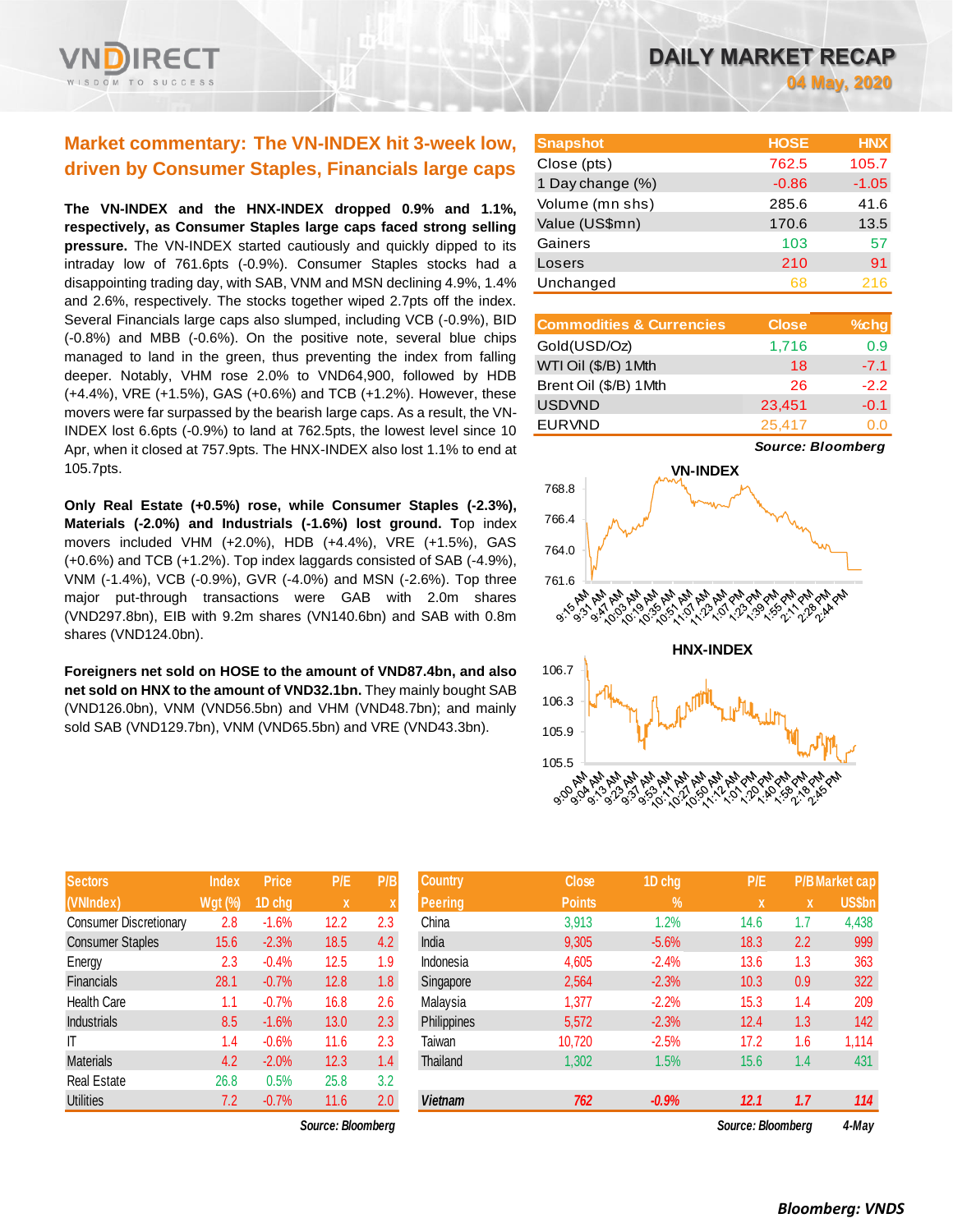# DAILY MARKET RECAP

**04 May, 2020**

## Market commentary: The VN-INDEX hit 3-week low, driven by Consumer Staples, Financials large caps

**The VN-INDEX and the HNX-INDEX dropped 0.9% and 1.1%, respectively, as Consumer Staples large caps faced strong selling pressure.** The VN-INDEX started cautiously and quickly dipped to its intraday low of 761.6pts (-0.9%). Consumer Staples stocks had a disappointing trading day, with SAB, VNM and MSN declining 4.9%, 1.4% and 2.6%, respectively. The stocks together wiped 2.7pts off the index. Several Financials large caps also slumped, including VCB (-0.9%), BID (-0.8%) and MBB (-0.6%). On the positive note, several blue chips managed to land in the green, thus preventing the index from falling deeper. Notably, VHM rose 2.0% to VND64,900, followed by HDB (+4.4%), VRE (+1.5%), GAS (+0.6%) and TCB (+1.2%). However, these movers were far surpassed by the bearish large caps. As a result, the VN-INDEX lost 6.6pts (-0.9%) to land at 762.5pts, the lowest level since 10 Apr, when it closed at 757.9pts. The HNX-INDEX also lost 1.1% to end at 105.7pts.

**Only Real Estate (+0.5%) rose, while Consumer Staples (-2.3%), Materials (-2.0%) and Industrials (-1.6%) lost ground. T**op index movers included VHM (+2.0%), HDB (+4.4%), VRE (+1.5%), GAS (+0.6%) and TCB (+1.2%). Top index laggards consisted of SAB (-4.9%), VNM (-1.4%), VCB (-0.9%), GVR (-4.0%) and MSN (-2.6%). Top three major put-through transactions were GAB with 2.0m shares (VND297.8bn), EIB with 9.2m shares (VN140.6bn) and SAB with 0.8m shares (VND124.0bn).

**Foreigners net sold on HOSE to the amount of VND87.4bn, and also net sold on HNX to the amount of VND32.1bn.** They mainly bought SAB (VND126.0bn), VNM (VND56.5bn) and VHM (VND48.7bn); and mainly sold SAB (VND129.7bn), VNM (VND65.5bn) and VRE (VND43.3bn).

| Snapshot | HOSE | HNX |
|---|---|---|
| Close (pts) | 762.5 | 105.7 |
| 1 Day change (%) | -0.86 | -1.05 |
| Volume (mn shs) | 285.6 | 41.6 |
| Value (US$mn) | 170.6 | 13.5 |
| Gainers | 103 | 57 |
| Losers | 210 | 91 |
| Unchanged | 68 | 216 |

| Commodities & Currencies | Close | %chg |
|---|---|---|
| Gold(USD/Oz) | 1,716 | 0.9 |
| WTI Oil ($/B) 1Mth | 18 | -7.1 |
| Brent Oil ($/B) 1Mth | 26 | -2.2 |
| USDVND | 23,451 | -0.1 |
| EURVND | 25,417 | 0.0 |

*Source: Bloomberg*

| Sectors (VNIndex) | Index Wgt (%) | Price 1D chg | P/E x | P/B x |
|---|---|---|---|---|
| Consumer Discretionary | 2.8 | -1.6% | 12.2 | 2.3 |
| Consumer Staples | 15.6 | -2.3% | 18.5 | 4.2 |
| Energy | 2.3 | -0.4% | 12.5 | 1.9 |
| Financials | 28.1 | -0.7% | 12.8 | 1.8 |
| Health Care | 1.1 | -0.7% | 16.8 | 2.6 |
| Industrials | 8.5 | -1.6% | 13.0 | 2.3 |
| IT | 1.4 | -0.6% | 11.6 | 2.3 |
| Materials | 4.2 | -2.0% | 12.3 | 1.4 |
| Real Estate | 26.8 | 0.5% | 25.8 | 3.2 |
| Utilities | 7.2 | -0.7% | 11.6 | 2.0 |

*Source: Bloomberg*

| Country Peering | Close Points | 1D chg % | P/E x | P/B x | Market cap US$bn |
|---|---|---|---|---|---|
| China | 3,913 | 1.2% | 14.6 | 1.7 | 4,438 |
| India | 9,305 | -5.6% | 18.3 | 2.2 | 999 |
| Indonesia | 4,605 | -2.4% | 13.6 | 1.3 | 363 |
| Singapore | 2,564 | -2.3% | 10.3 | 0.9 | 322 |
| Malaysia | 1,377 | -2.2% | 15.3 | 1.4 | 209 |
| Philippines | 5,572 | -2.3% | 12.4 | 1.3 | 142 |
| Taiwan | 10,720 | -2.5% | 17.2 | 1.6 | 1,114 |
| Thailand | 1,302 | 1.5% | 15.6 | 1.4 | 431 |
| ***Vietnam*** | ***762*** | ***-0.9%*** | ***12.1*** | ***1.7*** | ***114*** |

*Source: Bloomberg* *4-May*

***Bloomberg: VNDS***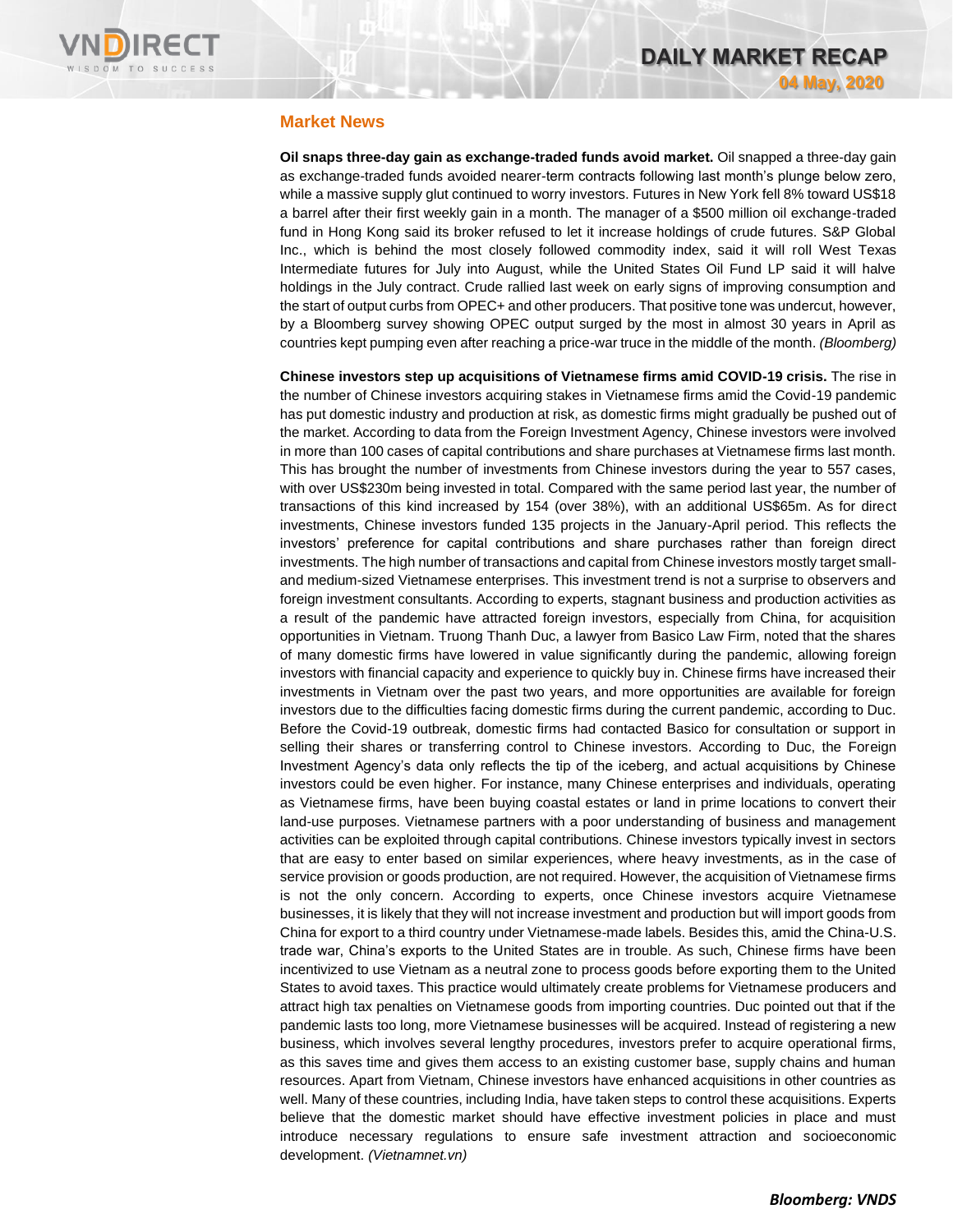## Market News

**Oil snaps three-day gain as exchange-traded funds avoid market.** Oil snapped a three-day gain as exchange-traded funds avoided nearer-term contracts following last month's plunge below zero, while a massive supply glut continued to worry investors. Futures in New York fell 8% toward US$18 a barrel after their first weekly gain in a month. The manager of a $500 million oil exchange-traded fund in Hong Kong said its broker refused to let it increase holdings of crude futures. S&P Global Inc., which is behind the most closely followed commodity index, said it will roll West Texas Intermediate futures for July into August, while the United States Oil Fund LP said it will halve holdings in the July contract. Crude rallied last week on early signs of improving consumption and the start of output curbs from OPEC+ and other producers. That positive tone was undercut, however, by a Bloomberg survey showing OPEC output surged by the most in almost 30 years in April as countries kept pumping even after reaching a price-war truce in the middle of the month. *(Bloomberg)*

**Chinese investors step up acquisitions of Vietnamese firms amid COVID-19 crisis.** The rise in the number of Chinese investors acquiring stakes in Vietnamese firms amid the Covid-19 pandemic has put domestic industry and production at risk, as domestic firms might gradually be pushed out of the market. According to data from the Foreign Investment Agency, Chinese investors were involved in more than 100 cases of capital contributions and share purchases at Vietnamese firms last month. This has brought the number of investments from Chinese investors during the year to 557 cases, with over US$230m being invested in total. Compared with the same period last year, the number of transactions of this kind increased by 154 (over 38%), with an additional US$65m. As for direct investments, Chinese investors funded 135 projects in the January-April period. This reflects the investors' preference for capital contributions and share purchases rather than foreign direct investments. The high number of transactions and capital from Chinese investors mostly target small- and medium-sized Vietnamese enterprises. This investment trend is not a surprise to observers and foreign investment consultants. According to experts, stagnant business and production activities as a result of the pandemic have attracted foreign investors, especially from China, for acquisition opportunities in Vietnam. Truong Thanh Duc, a lawyer from Basico Law Firm, noted that the shares of many domestic firms have lowered in value significantly during the pandemic, allowing foreign investors with financial capacity and experience to quickly buy in. Chinese firms have increased their investments in Vietnam over the past two years, and more opportunities are available for foreign investors due to the difficulties facing domestic firms during the current pandemic, according to Duc. Before the Covid-19 outbreak, domestic firms had contacted Basico for consultation or support in selling their shares or transferring control to Chinese investors. According to Duc, the Foreign Investment Agency's data only reflects the tip of the iceberg, and actual acquisitions by Chinese investors could be even higher. For instance, many Chinese enterprises and individuals, operating as Vietnamese firms, have been buying coastal estates or land in prime locations to convert their land-use purposes. Vietnamese partners with a poor understanding of business and management activities can be exploited through capital contributions. Chinese investors typically invest in sectors that are easy to enter based on similar experiences, where heavy investments, as in the case of service provision or goods production, are not required. However, the acquisition of Vietnamese firms is not the only concern. According to experts, once Chinese investors acquire Vietnamese businesses, it is likely that they will not increase investment and production but will import goods from China for export to a third country under Vietnamese-made labels. Besides this, amid the China-U.S. trade war, China's exports to the United States are in trouble. As such, Chinese firms have been incentivized to use Vietnam as a neutral zone to process goods before exporting them to the United States to avoid taxes. This practice would ultimately create problems for Vietnamese producers and attract high tax penalties on Vietnamese goods from importing countries. Duc pointed out that if the pandemic lasts too long, more Vietnamese businesses will be acquired. Instead of registering a new business, which involves several lengthy procedures, investors prefer to acquire operational firms, as this saves time and gives them access to an existing customer base, supply chains and human resources. Apart from Vietnam, Chinese investors have enhanced acquisitions in other countries as well. Many of these countries, including India, have taken steps to control these acquisitions. Experts believe that the domestic market should have effective investment policies in place and must introduce necessary regulations to ensure safe investment attraction and socioeconomic development. *(Vietnamnet.vn)*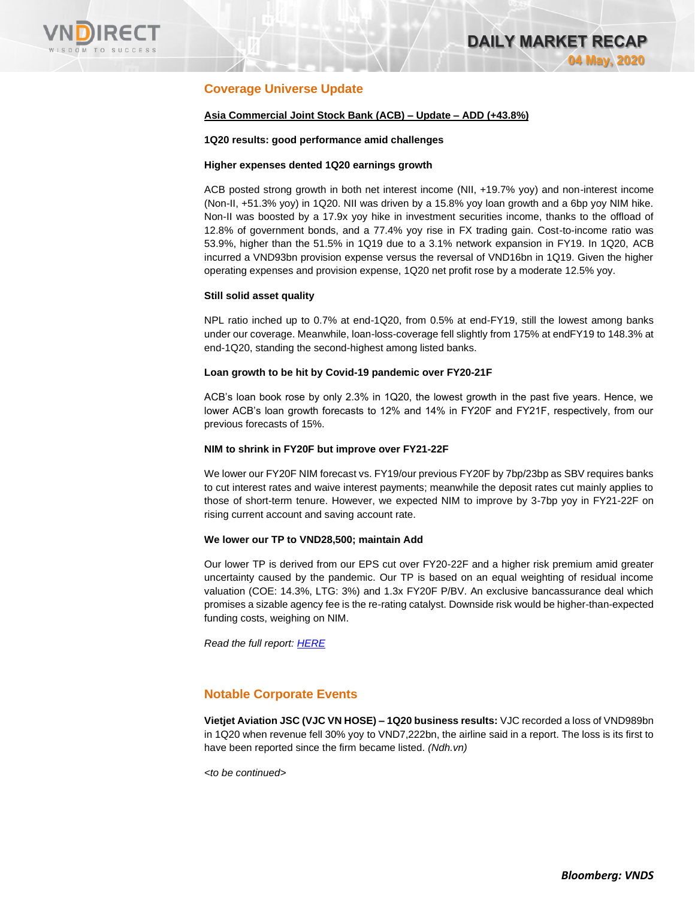## Coverage Universe Update

**Asia Commercial Joint Stock Bank (ACB) – Update – ADD (+43.8%)**

**1Q20 results: good performance amid challenges**

**Higher expenses dented 1Q20 earnings growth**

ACB posted strong growth in both net interest income (NII, +19.7% yoy) and non-interest income (Non-II, +51.3% yoy) in 1Q20. NII was driven by a 15.8% yoy loan growth and a 6bp yoy NIM hike. Non-II was boosted by a 17.9x yoy hike in investment securities income, thanks to the offload of 12.8% of government bonds, and a 77.4% yoy rise in FX trading gain. Cost-to-income ratio was 53.9%, higher than the 51.5% in 1Q19 due to a 3.1% network expansion in FY19. In 1Q20, ACB incurred a VND93bn provision expense versus the reversal of VND16bn in 1Q19. Given the higher operating expenses and provision expense, 1Q20 net profit rose by a moderate 12.5% yoy.

**Still solid asset quality**

NPL ratio inched up to 0.7% at end-1Q20, from 0.5% at end-FY19, still the lowest among banks under our coverage. Meanwhile, loan-loss-coverage fell slightly from 175% at endFY19 to 148.3% at end-1Q20, standing the second-highest among listed banks.

**Loan growth to be hit by Covid-19 pandemic over FY20-21F**

ACB's loan book rose by only 2.3% in 1Q20, the lowest growth in the past five years. Hence, we lower ACB's loan growth forecasts to 12% and 14% in FY20F and FY21F, respectively, from our previous forecasts of 15%.

**NIM to shrink in FY20F but improve over FY21-22F**

We lower our FY20F NIM forecast vs. FY19/our previous FY20F by 7bp/23bp as SBV requires banks to cut interest rates and waive interest payments; meanwhile the deposit rates cut mainly applies to those of short-term tenure. However, we expected NIM to improve by 3-7bp yoy in FY21-22F on rising current account and saving account rate.

**We lower our TP to VND28,500; maintain Add**

Our lower TP is derived from our EPS cut over FY20-22F and a higher risk premium amid greater uncertainty caused by the pandemic. Our TP is based on an equal weighting of residual income valuation (COE: 14.3%, LTG: 3%) and 1.3x FY20F P/BV. An exclusive bancassurance deal which promises a sizable agency fee is the re-rating catalyst. Downside risk would be higher-than-expected funding costs, weighing on NIM.

*Read the full report: HERE*

## Notable Corporate Events

**Vietjet Aviation JSC (VJC VN HOSE) – 1Q20 business results:** VJC recorded a loss of VND989bn in 1Q20 when revenue fell 30% yoy to VND7,222bn, the airline said in a report. The loss is its first to have been reported since the firm became listed. *(Ndh.vn)*

*<to be continued>*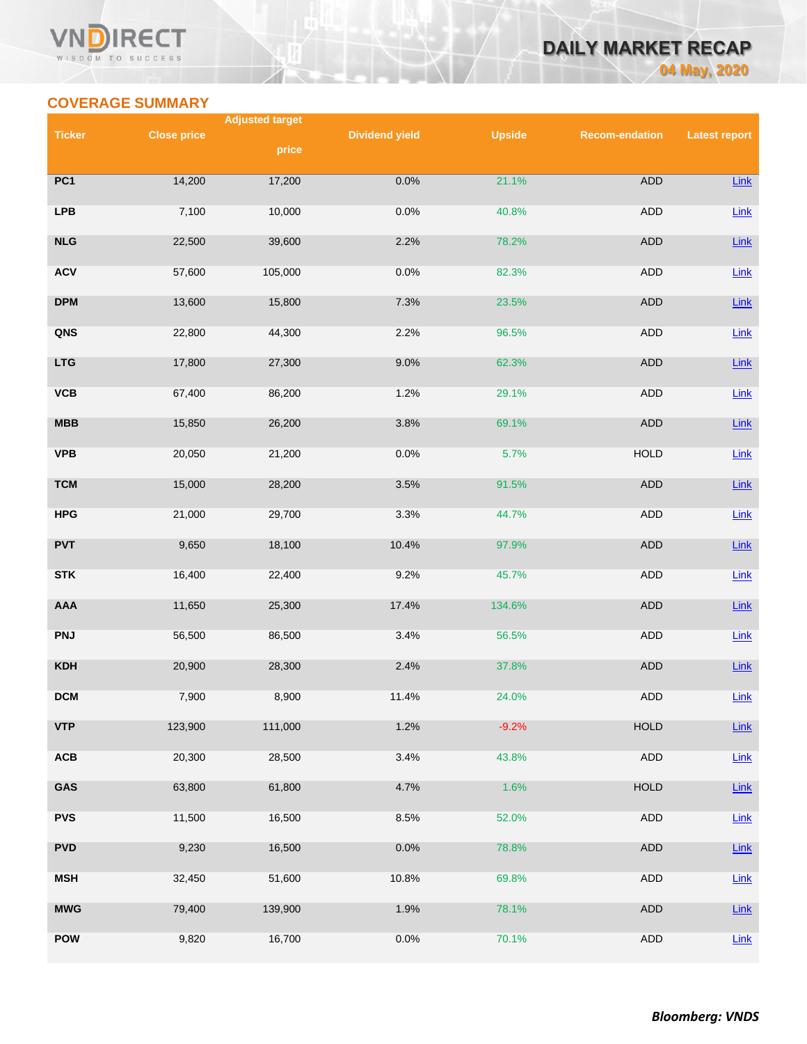## COVERAGE SUMMARY

| Ticker | Close price | Adjusted target price | Dividend yield | Upside | Recom-endation | Latest report |
|---|---|---|---|---|---|---|
| PC1 | 14,200 | 17,200 | 0.0% | 21.1% | ADD | Link |
| LPB | 7,100 | 10,000 | 0.0% | 40.8% | ADD | Link |
| NLG | 22,500 | 39,600 | 2.2% | 78.2% | ADD | Link |
| ACV | 57,600 | 105,000 | 0.0% | 82.3% | ADD | Link |
| DPM | 13,600 | 15,800 | 7.3% | 23.5% | ADD | Link |
| QNS | 22,800 | 44,300 | 2.2% | 96.5% | ADD | Link |
| LTG | 17,800 | 27,300 | 9.0% | 62.3% | ADD | Link |
| VCB | 67,400 | 86,200 | 1.2% | 29.1% | ADD | Link |
| MBB | 15,850 | 26,200 | 3.8% | 69.1% | ADD | Link |
| VPB | 20,050 | 21,200 | 0.0% | 5.7% | HOLD | Link |
| TCM | 15,000 | 28,200 | 3.5% | 91.5% | ADD | Link |
| HPG | 21,000 | 29,700 | 3.3% | 44.7% | ADD | Link |
| PVT | 9,650 | 18,100 | 10.4% | 97.9% | ADD | Link |
| STK | 16,400 | 22,400 | 9.2% | 45.7% | ADD | Link |
| AAA | 11,650 | 25,300 | 17.4% | 134.6% | ADD | Link |
| PNJ | 56,500 | 86,500 | 3.4% | 56.5% | ADD | Link |
| KDH | 20,900 | 28,300 | 2.4% | 37.8% | ADD | Link |
| DCM | 7,900 | 8,900 | 11.4% | 24.0% | ADD | Link |
| VTP | 123,900 | 111,000 | 1.2% | -9.2% | HOLD | Link |
| ACB | 20,300 | 28,500 | 3.4% | 43.8% | ADD | Link |
| GAS | 63,800 | 61,800 | 4.7% | 1.6% | HOLD | Link |
| PVS | 11,500 | 16,500 | 8.5% | 52.0% | ADD | Link |
| PVD | 9,230 | 16,500 | 0.0% | 78.8% | ADD | Link |
| MSH | 32,450 | 51,600 | 10.8% | 69.8% | ADD | Link |
| MWG | 79,400 | 139,900 | 1.9% | 78.1% | ADD | Link |
| POW | 9,820 | 16,700 | 0.0% | 70.1% | ADD | Link |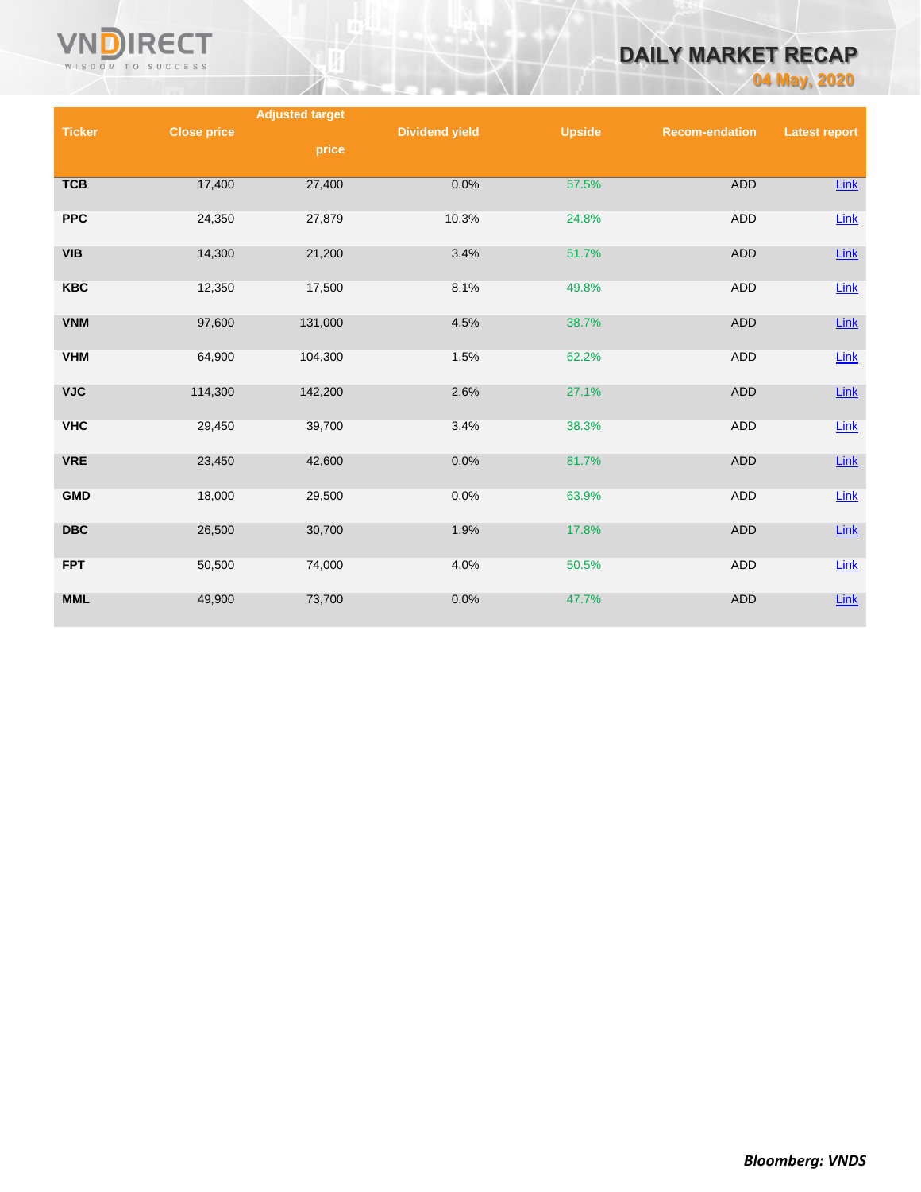| Ticker | Close price | Adjusted target price | Dividend yield | Upside | Recom-endation | Latest report |
|---|---|---|---|---|---|---|
| **TCB** | 17,400 | 27,400 | 0.0% | 57.5% | ADD | Link |
| **PPC** | 24,350 | 27,879 | 10.3% | 24.8% | ADD | Link |
| **VIB** | 14,300 | 21,200 | 3.4% | 51.7% | ADD | Link |
| **KBC** | 12,350 | 17,500 | 8.1% | 49.8% | ADD | Link |
| **VNM** | 97,600 | 131,000 | 4.5% | 38.7% | ADD | Link |
| **VHM** | 64,900 | 104,300 | 1.5% | 62.2% | ADD | Link |
| **VJC** | 114,300 | 142,200 | 2.6% | 27.1% | ADD | Link |
| **VHC** | 29,450 | 39,700 | 3.4% | 38.3% | ADD | Link |
| **VRE** | 23,450 | 42,600 | 0.0% | 81.7% | ADD | Link |
| **GMD** | 18,000 | 29,500 | 0.0% | 63.9% | ADD | Link |
| **DBC** | 26,500 | 30,700 | 1.9% | 17.8% | ADD | Link |
| **FPT** | 50,500 | 74,000 | 4.0% | 50.5% | ADD | Link |
| **MML** | 49,900 | 73,700 | 0.0% | 47.7% | ADD | Link |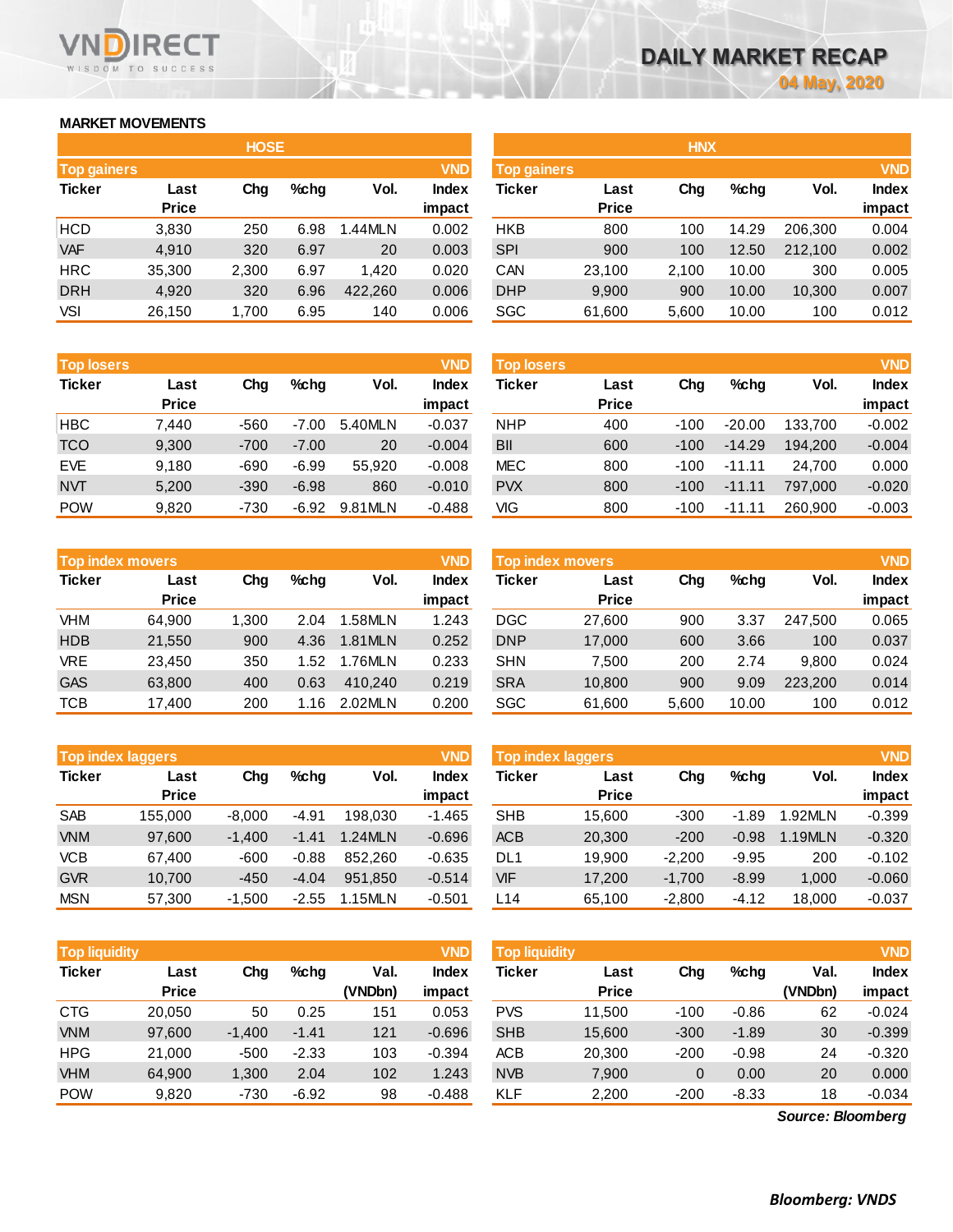# DAILY MARKET RECAP

04 May, 2020

## MARKET MOVEMENTS

### HOSE

**Top gainers** (VND)

| Ticker | Last Price | Chg | %chg | Vol. | Index impact |
|---|---|---|---|---|---|
| HCD | 3,830 | 250 | 6.98 | 1.44MLN | 0.002 |
| VAF | 4,910 | 320 | 6.97 | 20 | 0.003 |
| HRC | 35,300 | 2,300 | 6.97 | 1,420 | 0.020 |
| DRH | 4,920 | 320 | 6.96 | 422,260 | 0.006 |
| VSI | 26,150 | 1,700 | 6.95 | 140 | 0.006 |

**Top losers** (VND)

| Ticker | Last Price | Chg | %chg | Vol. | Index impact |
|---|---|---|---|---|---|
| HBC | 7,440 | -560 | -7.00 | 5.40MLN | -0.037 |
| TCO | 9,300 | -700 | -7.00 | 20 | -0.004 |
| EVE | 9,180 | -690 | -6.99 | 55,920 | -0.008 |
| NVT | 5,200 | -390 | -6.98 | 860 | -0.010 |
| POW | 9,820 | -730 | -6.92 | 9.81MLN | -0.488 |

**Top index movers** (VND)

| Ticker | Last Price | Chg | %chg | Vol. | Index impact |
|---|---|---|---|---|---|
| VHM | 64,900 | 1,300 | 2.04 | 1.58MLN | 1.243 |
| HDB | 21,550 | 900 | 4.36 | 1.81MLN | 0.252 |
| VRE | 23,450 | 350 | 1.52 | 1.76MLN | 0.233 |
| GAS | 63,800 | 400 | 0.63 | 410,240 | 0.219 |
| TCB | 17,400 | 200 | 1.16 | 2.02MLN | 0.200 |

**Top index laggers** (VND)

| Ticker | Last Price | Chg | %chg | Vol. | Index impact |
|---|---|---|---|---|---|
| SAB | 155,000 | -8,000 | -4.91 | 198,030 | -1.465 |
| VNM | 97,600 | -1,400 | -1.41 | 1.24MLN | -0.696 |
| VCB | 67,400 | -600 | -0.88 | 852,260 | -0.635 |
| GVR | 10,700 | -450 | -4.04 | 951,850 | -0.514 |
| MSN | 57,300 | -1,500 | -2.55 | 1.15MLN | -0.501 |

**Top liquidity** (VND)

| Ticker | Last Price | Chg | %chg | Val. (VNDbn) | Index impact |
|---|---|---|---|---|---|
| CTG | 20,050 | 50 | 0.25 | 151 | 0.053 |
| VNM | 97,600 | -1,400 | -1.41 | 121 | -0.696 |
| HPG | 21,000 | -500 | -2.33 | 103 | -0.394 |
| VHM | 64,900 | 1,300 | 2.04 | 102 | 1.243 |
| POW | 9,820 | -730 | -6.92 | 98 | -0.488 |

### HNX

**Top gainers** (VND)

| Ticker | Last Price | Chg | %chg | Vol. | Index impact |
|---|---|---|---|---|---|
| HKB | 800 | 100 | 14.29 | 206,300 | 0.004 |
| SPI | 900 | 100 | 12.50 | 212,100 | 0.002 |
| CAN | 23,100 | 2,100 | 10.00 | 300 | 0.005 |
| DHP | 9,900 | 900 | 10.00 | 10,300 | 0.007 |
| SGC | 61,600 | 5,600 | 10.00 | 100 | 0.012 |

**Top losers** (VND)

| Ticker | Last Price | Chg | %chg | Vol. | Index impact |
|---|---|---|---|---|---|
| NHP | 400 | -100 | -20.00 | 133,700 | -0.002 |
| BII | 600 | -100 | -14.29 | 194,200 | -0.004 |
| MEC | 800 | -100 | -11.11 | 24,700 | 0.000 |
| PVX | 800 | -100 | -11.11 | 797,000 | -0.020 |
| VIG | 800 | -100 | -11.11 | 260,900 | -0.003 |

**Top index movers** (VND)

| Ticker | Last Price | Chg | %chg | Vol. | Index impact |
|---|---|---|---|---|---|
| DGC | 27,600 | 900 | 3.37 | 247,500 | 0.065 |
| DNP | 17,000 | 600 | 3.66 | 100 | 0.037 |
| SHN | 7,500 | 200 | 2.74 | 9,800 | 0.024 |
| SRA | 10,800 | 900 | 9.09 | 223,200 | 0.014 |
| SGC | 61,600 | 5,600 | 10.00 | 100 | 0.012 |

**Top index laggers** (VND)

| Ticker | Last Price | Chg | %chg | Vol. | Index impact |
|---|---|---|---|---|---|
| SHB | 15,600 | -300 | -1.89 | 1.92MLN | -0.399 |
| ACB | 20,300 | -200 | -0.98 | 1.19MLN | -0.320 |
| DL1 | 19,900 | -2,200 | -9.95 | 200 | -0.102 |
| VIF | 17,200 | -1,700 | -8.99 | 1,000 | -0.060 |
| L14 | 65,100 | -2,800 | -4.12 | 18,000 | -0.037 |

**Top liquidity** (VND)

| Ticker | Last Price | Chg | %chg | Val. (VNDbn) | Index impact |
|---|---|---|---|---|---|
| PVS | 11,500 | -100 | -0.86 | 62 | -0.024 |
| SHB | 15,600 | -300 | -1.89 | 30 | -0.399 |
| ACB | 20,300 | -200 | -0.98 | 24 | -0.320 |
| NVB | 7,900 | 0 | 0.00 | 20 | 0.000 |
| KLF | 2,200 | -200 | -8.33 | 18 | -0.034 |

*Source: Bloomberg*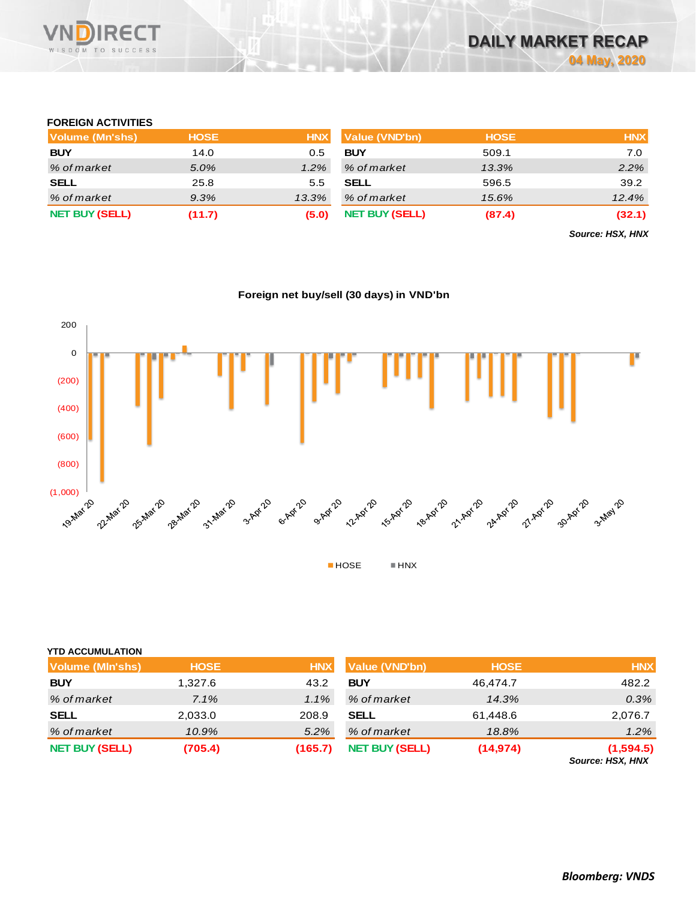# DAILY MARKET RECAP

04 May, 2020

## FOREIGN ACTIVITIES

| Volume (Mn'shs) | HOSE | HNX |
|---|---|---|
| BUY | 14.0 | 0.5 |
| *% of market* | *5.0%* | *1.2%* |
| SELL | 25.8 | 5.5 |
| *% of market* | *9.3%* | *13.3%* |
| NET BUY (SELL) | (11.7) | (5.0) |

| Value (VND'bn) | HOSE | HNX |
|---|---|---|
| BUY | 509.1 | 7.0 |
| *% of market* | *13.3%* | *2.2%* |
| SELL | 596.5 | 39.2 |
| *% of market* | *15.6%* | *12.4%* |
| NET BUY (SELL) | (87.4) | (32.1) |

***Source: HSX, HNX***

**Foreign net buy/sell (30 days) in VND'bn**

## YTD ACCUMULATION

| Volume (Mln'shs) | HOSE | HNX |
|---|---|---|
| BUY | 1,327.6 | 43.2 |
| *% of market* | *7.1%* | *1.1%* |
| SELL | 2,033.0 | 208.9 |
| *% of market* | *10.9%* | *5.2%* |
| NET BUY (SELL) | (705.4) | (165.7) |

| Value (VND'bn) | HOSE | HNX |
|---|---|---|
| BUY | 46,474.7 | 482.2 |
| *% of market* | *14.3%* | *0.3%* |
| SELL | 61,448.6 | 2,076.7 |
| *% of market* | *18.8%* | *1.2%* |
| NET BUY (SELL) | (14,974) | (1,594.5) |

***Source: HSX, HNX***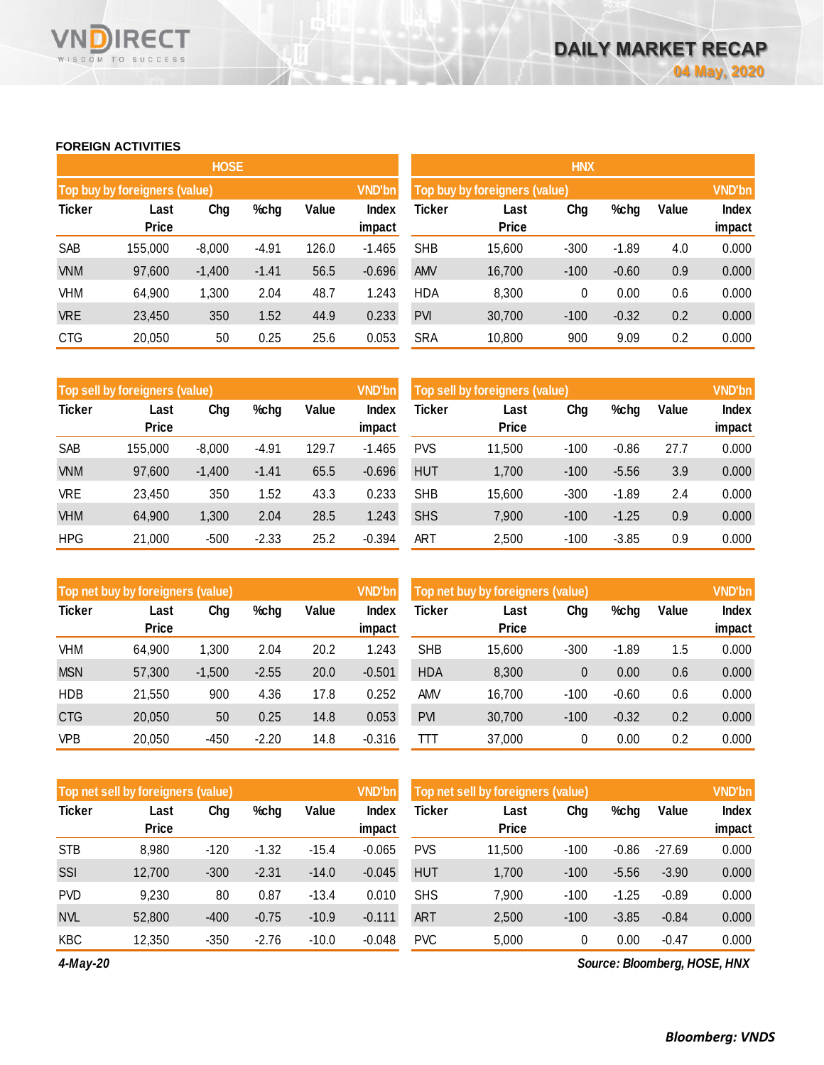## FOREIGN ACTIVITIES

### HOSE

| Top buy by foreigners (value) | | | | | VND'bn |
|---|---|---|---|---|---|
| Ticker | Last Price | Chg | %chg | Value | Index impact |
| SAB | 155,000 | -8,000 | -4.91 | 126.0 | -1.465 |
| VNM | 97,600 | -1,400 | -1.41 | 56.5 | -0.696 |
| VHM | 64,900 | 1,300 | 2.04 | 48.7 | 1.243 |
| VRE | 23,450 | 350 | 1.52 | 44.9 | 0.233 |
| CTG | 20,050 | 50 | 0.25 | 25.6 | 0.053 |

| Top sell by foreigners (value) | | | | | VND'bn |
|---|---|---|---|---|---|
| Ticker | Last Price | Chg | %chg | Value | Index impact |
| SAB | 155,000 | -8,000 | -4.91 | 129.7 | -1.465 |
| VNM | 97,600 | -1,400 | -1.41 | 65.5 | -0.696 |
| VRE | 23,450 | 350 | 1.52 | 43.3 | 0.233 |
| VHM | 64,900 | 1,300 | 2.04 | 28.5 | 1.243 |
| HPG | 21,000 | -500 | -2.33 | 25.2 | -0.394 |

| Top net buy by foreigners (value) | | | | | VND'bn |
|---|---|---|---|---|---|
| Ticker | Last Price | Chg | %chg | Value | Index impact |
| VHM | 64,900 | 1,300 | 2.04 | 20.2 | 1.243 |
| MSN | 57,300 | -1,500 | -2.55 | 20.0 | -0.501 |
| HDB | 21,550 | 900 | 4.36 | 17.8 | 0.252 |
| CTG | 20,050 | 50 | 0.25 | 14.8 | 0.053 |
| VPB | 20,050 | -450 | -2.20 | 14.8 | -0.316 |

| Top net sell by foreigners (value) | | | | | VND'bn |
|---|---|---|---|---|---|
| Ticker | Last Price | Chg | %chg | Value | Index impact |
| STB | 8,980 | -120 | -1.32 | -15.4 | -0.065 |
| SSI | 12,700 | -300 | -2.31 | -14.0 | -0.045 |
| PVD | 9,230 | 80 | 0.87 | -13.4 | 0.010 |
| NVL | 52,800 | -400 | -0.75 | -10.9 | -0.111 |
| KBC | 12,350 | -350 | -2.76 | -10.0 | -0.048 |

### HNX

| Top buy by foreigners (value) | | | | | VND'bn |
|---|---|---|---|---|---|
| Ticker | Last Price | Chg | %chg | Value | Index impact |
| SHB | 15,600 | -300 | -1.89 | 4.0 | 0.000 |
| AMV | 16,700 | -100 | -0.60 | 0.9 | 0.000 |
| HDA | 8,300 | 0 | 0.00 | 0.6 | 0.000 |
| PVI | 30,700 | -100 | -0.32 | 0.2 | 0.000 |
| SRA | 10,800 | 900 | 9.09 | 0.2 | 0.000 |

| Top sell by foreigners (value) | | | | | VND'bn |
|---|---|---|---|---|---|
| Ticker | Last Price | Chg | %chg | Value | Index impact |
| PVS | 11,500 | -100 | -0.86 | 27.7 | 0.000 |
| HUT | 1,700 | -100 | -5.56 | 3.9 | 0.000 |
| SHB | 15,600 | -300 | -1.89 | 2.4 | 0.000 |
| SHS | 7,900 | -100 | -1.25 | 0.9 | 0.000 |
| ART | 2,500 | -100 | -3.85 | 0.9 | 0.000 |

| Top net buy by foreigners (value) | | | | | VND'bn |
|---|---|---|---|---|---|
| Ticker | Last Price | Chg | %chg | Value | Index impact |
| SHB | 15,600 | -300 | -1.89 | 1.5 | 0.000 |
| HDA | 8,300 | 0 | 0.00 | 0.6 | 0.000 |
| AMV | 16,700 | -100 | -0.60 | 0.6 | 0.000 |
| PVI | 30,700 | -100 | -0.32 | 0.2 | 0.000 |
| TTT | 37,000 | 0 | 0.00 | 0.2 | 0.000 |

| Top net sell by foreigners (value) | | | | | VND'bn |
|---|---|---|---|---|---|
| Ticker | Last Price | Chg | %chg | Value | Index impact |
| PVS | 11,500 | -100 | -0.86 | -27.69 | 0.000 |
| HUT | 1,700 | -100 | -5.56 | -3.90 | 0.000 |
| SHS | 7,900 | -100 | -1.25 | -0.89 | 0.000 |
| ART | 2,500 | -100 | -3.85 | -0.84 | 0.000 |
| PVC | 5,000 | 0 | 0.00 | -0.47 | 0.000 |

*4-May-20*

*Source: Bloomberg, HOSE, HNX*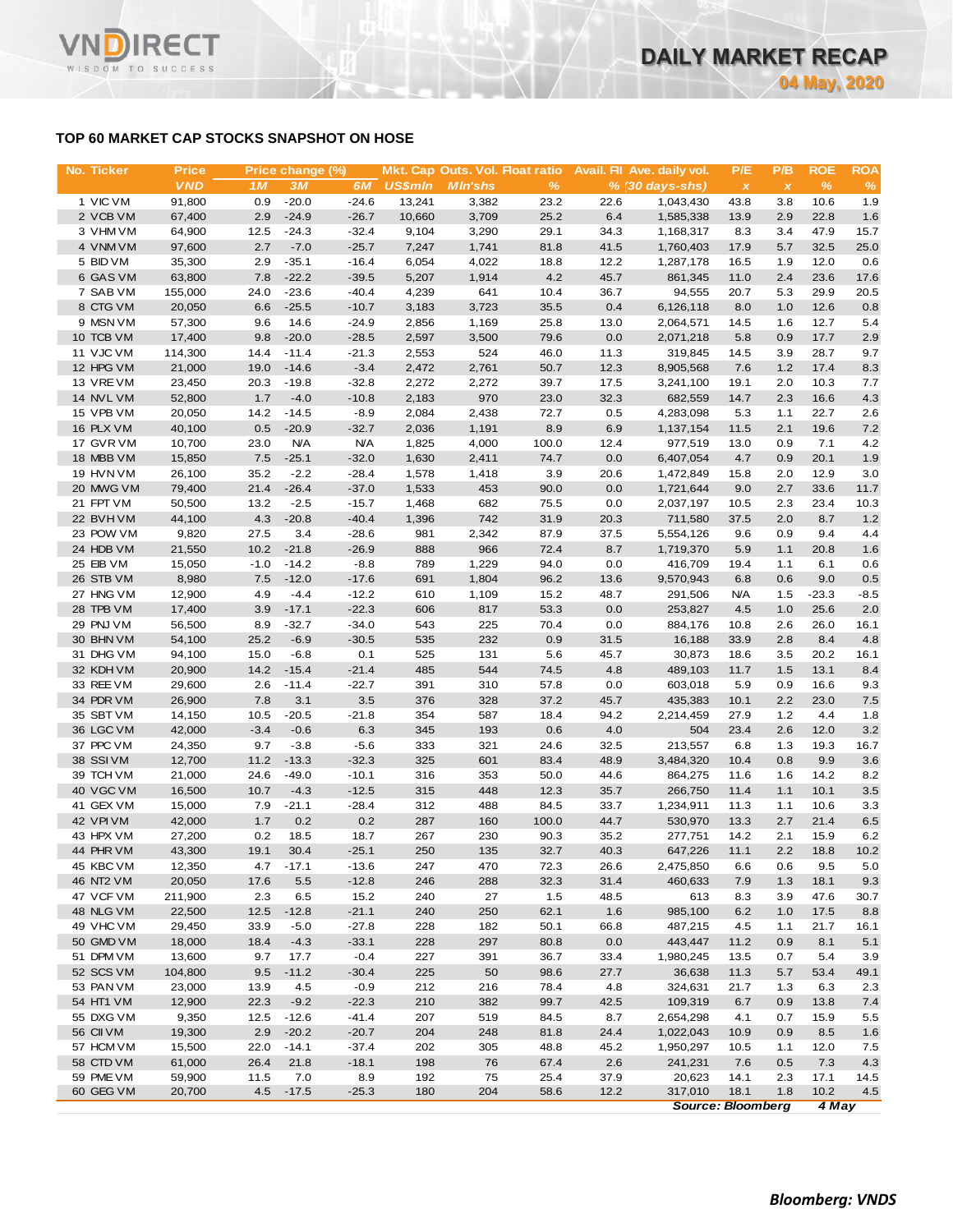## TOP 60 MARKET CAP STOCKS SNAPSHOT ON HOSE

| No. | Ticker | Price | Price change (%) | | | Mkt. Cap | Outs. Vol. | Float ratio | Avail. FII | Ave. daily vol. | P/E | P/B | ROE | ROA |
|---|---|---|---|---|---|---|---|---|---|---|---|---|---|---|
| | | VND | 1M | 3M | 6M | US$mln | Mln'shs | % | % | (30 days-shs) | x | x | % | % |
| 1 | VIC VM | 91,800 | 0.9 | -20.0 | -24.6 | 13,241 | 3,382 | 23.2 | 22.6 | 1,043,430 | 43.8 | 3.8 | 10.6 | 1.9 |
| 2 | VCB VM | 67,400 | 2.9 | -24.9 | -26.7 | 10,660 | 3,709 | 25.2 | 6.4 | 1,585,338 | 13.9 | 2.9 | 22.8 | 1.6 |
| 3 | VHM VM | 64,900 | 12.5 | -24.3 | -32.4 | 9,104 | 3,290 | 29.1 | 34.3 | 1,168,317 | 8.3 | 3.4 | 47.9 | 15.7 |
| 4 | VNM VM | 97,600 | 2.7 | -7.0 | -25.7 | 7,247 | 1,741 | 81.8 | 41.5 | 1,760,403 | 17.9 | 5.7 | 32.5 | 25.0 |
| 5 | BID VM | 35,300 | 2.9 | -35.1 | -16.4 | 6,054 | 4,022 | 18.8 | 12.2 | 1,287,178 | 16.5 | 1.9 | 12.0 | 0.6 |
| 6 | GAS VM | 63,800 | 7.8 | -22.2 | -39.5 | 5,207 | 1,914 | 4.2 | 45.7 | 861,345 | 11.0 | 2.4 | 23.6 | 17.6 |
| 7 | SAB VM | 155,000 | 24.0 | -23.6 | -40.4 | 4,239 | 641 | 10.4 | 36.7 | 94,555 | 20.7 | 5.3 | 29.9 | 20.5 |
| 8 | CTG VM | 20,050 | 6.6 | -25.5 | -10.7 | 3,183 | 3,723 | 35.5 | 0.4 | 6,126,118 | 8.0 | 1.0 | 12.6 | 0.8 |
| 9 | MSN VM | 57,300 | 9.6 | 14.6 | -24.9 | 2,856 | 1,169 | 25.8 | 13.0 | 2,064,571 | 14.5 | 1.6 | 12.7 | 5.4 |
| 10 | TCB VM | 17,400 | 9.8 | -20.0 | -28.5 | 2,597 | 3,500 | 79.6 | 0.0 | 2,071,218 | 5.8 | 0.9 | 17.7 | 2.9 |
| 11 | VJC VM | 114,300 | 14.4 | -11.4 | -21.3 | 2,553 | 524 | 46.0 | 11.3 | 319,845 | 14.5 | 3.9 | 28.7 | 9.7 |
| 12 | HPG VM | 21,000 | 19.0 | -14.6 | -3.4 | 2,472 | 2,761 | 50.7 | 12.3 | 8,905,568 | 7.6 | 1.2 | 17.4 | 8.3 |
| 13 | VRE VM | 23,450 | 20.3 | -19.8 | -32.8 | 2,272 | 2,272 | 39.7 | 17.5 | 3,241,100 | 19.1 | 2.0 | 10.3 | 7.7 |
| 14 | NVL VM | 52,800 | 1.7 | -4.0 | -10.8 | 2,183 | 970 | 23.0 | 32.3 | 682,559 | 14.7 | 2.3 | 16.6 | 4.3 |
| 15 | VPB VM | 20,050 | 14.2 | -14.5 | -8.9 | 2,084 | 2,438 | 72.7 | 0.5 | 4,283,098 | 5.3 | 1.1 | 22.7 | 2.6 |
| 16 | PLX VM | 40,100 | 0.5 | -20.9 | -32.7 | 2,036 | 1,191 | 8.9 | 6.9 | 1,137,154 | 11.5 | 2.1 | 19.6 | 7.2 |
| 17 | GVR VM | 10,700 | 23.0 | N/A | N/A | 1,825 | 4,000 | 100.0 | 12.4 | 977,519 | 13.0 | 0.9 | 7.1 | 4.2 |
| 18 | MBB VM | 15,850 | 7.5 | -25.1 | -32.0 | 1,630 | 2,411 | 74.7 | 0.0 | 6,407,054 | 4.7 | 0.9 | 20.1 | 1.9 |
| 19 | HVN VM | 26,100 | 35.2 | -2.2 | -28.4 | 1,578 | 1,418 | 3.9 | 20.6 | 1,472,849 | 15.8 | 2.0 | 12.9 | 3.0 |
| 20 | MWG VM | 79,400 | 21.4 | -26.4 | -37.0 | 1,533 | 453 | 90.0 | 0.0 | 1,721,644 | 9.0 | 2.7 | 33.6 | 11.7 |
| 21 | FPT VM | 50,500 | 13.2 | -2.5 | -15.7 | 1,468 | 682 | 75.5 | 0.0 | 2,037,197 | 10.5 | 2.3 | 23.4 | 10.3 |
| 22 | BVH VM | 44,100 | 4.3 | -20.8 | -40.4 | 1,396 | 742 | 31.9 | 20.3 | 711,580 | 37.5 | 2.0 | 8.7 | 1.2 |
| 23 | POW VM | 9,820 | 27.5 | 3.4 | -28.6 | 981 | 2,342 | 87.9 | 37.5 | 5,554,126 | 9.6 | 0.9 | 9.4 | 4.4 |
| 24 | HDB VM | 21,550 | 10.2 | -21.8 | -26.9 | 888 | 966 | 72.4 | 8.7 | 1,719,370 | 5.9 | 1.1 | 20.8 | 1.6 |
| 25 | EIB VM | 15,050 | -1.0 | -14.2 | -8.8 | 789 | 1,229 | 94.0 | 0.0 | 416,709 | 19.4 | 1.1 | 6.1 | 0.6 |
| 26 | STB VM | 8,980 | 7.5 | -12.0 | -17.6 | 691 | 1,804 | 96.2 | 13.6 | 9,570,943 | 6.8 | 0.6 | 9.0 | 0.5 |
| 27 | HNG VM | 12,900 | 4.9 | -4.4 | -12.2 | 610 | 1,109 | 15.2 | 48.7 | 291,506 | N/A | 1.5 | -23.3 | -8.5 |
| 28 | TPB VM | 17,400 | 3.9 | -17.1 | -22.3 | 606 | 817 | 53.3 | 0.0 | 253,827 | 4.5 | 1.0 | 25.6 | 2.0 |
| 29 | PNJ VM | 56,500 | 8.9 | -32.7 | -34.0 | 543 | 225 | 70.4 | 0.0 | 884,176 | 10.8 | 2.6 | 26.0 | 16.1 |
| 30 | BHN VM | 54,100 | 25.2 | -6.9 | -30.5 | 535 | 232 | 0.9 | 31.5 | 16,188 | 33.9 | 2.8 | 8.4 | 4.8 |
| 31 | DHG VM | 94,100 | 15.0 | -6.8 | 0.1 | 525 | 131 | 5.6 | 45.7 | 30,873 | 18.6 | 3.5 | 20.2 | 16.1 |
| 32 | KDH VM | 20,900 | 14.2 | -15.4 | -21.4 | 485 | 544 | 74.5 | 4.8 | 489,103 | 11.7 | 1.5 | 13.1 | 8.4 |
| 33 | REE VM | 29,600 | 2.6 | -11.4 | -22.7 | 391 | 310 | 57.8 | 0.0 | 603,018 | 5.9 | 0.9 | 16.6 | 9.3 |
| 34 | PDR VM | 26,900 | 7.8 | 3.1 | 3.5 | 376 | 328 | 37.2 | 45.7 | 435,383 | 10.1 | 2.2 | 23.0 | 7.5 |
| 35 | SBT VM | 14,150 | 10.5 | -20.5 | -21.8 | 354 | 587 | 18.4 | 94.2 | 2,214,459 | 27.9 | 1.2 | 4.4 | 1.8 |
| 36 | LGC VM | 42,000 | -3.4 | -0.6 | 6.3 | 345 | 193 | 0.6 | 4.0 | 504 | 23.4 | 2.6 | 12.0 | 3.2 |
| 37 | PPC VM | 24,350 | 9.7 | -3.8 | -5.6 | 333 | 321 | 24.6 | 32.5 | 213,557 | 6.8 | 1.3 | 19.3 | 16.7 |
| 38 | SSI VM | 12,700 | 11.2 | -13.3 | -32.3 | 325 | 601 | 83.4 | 48.9 | 3,484,320 | 10.4 | 0.8 | 9.9 | 3.6 |
| 39 | TCH VM | 21,000 | 24.6 | -49.0 | -10.1 | 316 | 353 | 50.0 | 44.6 | 864,275 | 11.6 | 1.6 | 14.2 | 8.2 |
| 40 | VGC VM | 16,500 | 10.7 | -4.3 | -12.5 | 315 | 448 | 12.3 | 35.7 | 266,750 | 11.4 | 1.1 | 10.1 | 3.5 |
| 41 | GEX VM | 15,000 | 7.9 | -21.1 | -28.4 | 312 | 488 | 84.5 | 33.7 | 1,234,911 | 11.3 | 1.1 | 10.6 | 3.3 |
| 42 | VPI VM | 42,000 | 1.7 | 0.2 | 0.2 | 287 | 160 | 100.0 | 44.7 | 530,970 | 13.3 | 2.7 | 21.4 | 6.5 |
| 43 | HPX VM | 27,200 | 0.2 | 18.5 | 18.7 | 267 | 230 | 90.3 | 35.2 | 277,751 | 14.2 | 2.1 | 15.9 | 6.2 |
| 44 | PHR VM | 43,300 | 19.1 | 30.4 | -25.1 | 250 | 135 | 32.7 | 40.3 | 647,226 | 11.1 | 2.2 | 18.8 | 10.2 |
| 45 | KBC VM | 12,350 | 4.7 | -17.1 | -13.6 | 247 | 470 | 72.3 | 26.6 | 2,475,850 | 6.6 | 0.6 | 9.5 | 5.0 |
| 46 | NT2 VM | 20,050 | 17.6 | 5.5 | -12.8 | 246 | 288 | 32.3 | 31.4 | 460,633 | 7.9 | 1.3 | 18.1 | 9.3 |
| 47 | VCF VM | 211,900 | 2.3 | 6.5 | 15.2 | 240 | 27 | 1.5 | 48.5 | 613 | 8.3 | 3.9 | 47.6 | 30.7 |
| 48 | NLG VM | 22,500 | 12.5 | -12.8 | -21.1 | 240 | 250 | 62.1 | 1.6 | 985,100 | 6.2 | 1.0 | 17.5 | 8.8 |
| 49 | VHC VM | 29,450 | 33.9 | -5.0 | -27.8 | 228 | 182 | 50.1 | 66.8 | 487,215 | 4.5 | 1.1 | 21.7 | 16.1 |
| 50 | GMD VM | 18,000 | 18.4 | -4.3 | -33.1 | 228 | 297 | 80.8 | 0.0 | 443,447 | 11.2 | 0.9 | 8.1 | 5.1 |
| 51 | DPM VM | 13,600 | 9.7 | 17.7 | -0.4 | 227 | 391 | 36.7 | 33.4 | 1,980,245 | 13.5 | 0.7 | 5.4 | 3.9 |
| 52 | SCS VM | 104,800 | 9.5 | -11.2 | -30.4 | 225 | 50 | 98.6 | 27.7 | 36,638 | 11.3 | 5.7 | 53.4 | 49.1 |
| 53 | PAN VM | 23,000 | 13.9 | 4.5 | -0.9 | 212 | 216 | 78.4 | 4.8 | 324,631 | 21.7 | 1.3 | 6.3 | 2.3 |
| 54 | HT1 VM | 12,900 | 22.3 | -9.2 | -22.3 | 210 | 382 | 99.7 | 42.5 | 109,319 | 6.7 | 0.9 | 13.8 | 7.4 |
| 55 | DXG VM | 9,350 | 12.5 | -12.6 | -41.4 | 207 | 519 | 84.5 | 8.7 | 2,654,298 | 4.1 | 0.7 | 15.9 | 5.5 |
| 56 | CII VM | 19,300 | 2.9 | -20.2 | -20.7 | 204 | 248 | 81.8 | 24.4 | 1,022,043 | 10.9 | 0.9 | 8.5 | 1.6 |
| 57 | HCM VM | 15,500 | 22.0 | -14.1 | -37.4 | 202 | 305 | 48.8 | 45.2 | 1,950,297 | 10.5 | 1.1 | 12.0 | 7.5 |
| 58 | CTD VM | 61,000 | 26.4 | 21.8 | -18.1 | 198 | 76 | 67.4 | 2.6 | 241,231 | 7.6 | 0.5 | 7.3 | 4.3 |
| 59 | PME VM | 59,900 | 11.5 | 7.0 | 8.9 | 192 | 75 | 25.4 | 37.9 | 20,623 | 14.1 | 2.3 | 17.1 | 14.5 |
| 60 | GEG VM | 20,700 | 4.5 | -17.5 | -25.3 | 180 | 204 | 58.6 | 12.2 | 317,010 | 18.1 | 1.8 | 10.2 | 4.5 |

*Source: Bloomberg* *4 May*

**Bloomberg: VNDS**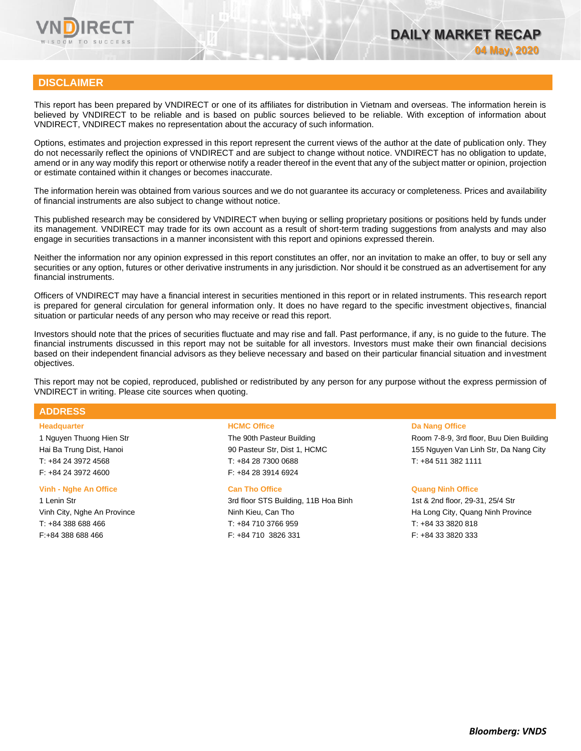## DISCLAIMER

This report has been prepared by VNDIRECT or one of its affiliates for distribution in Vietnam and overseas. The information herein is believed by VNDIRECT to be reliable and is based on public sources believed to be reliable. With exception of information about VNDIRECT, VNDIRECT makes no representation about the accuracy of such information.

Options, estimates and projection expressed in this report represent the current views of the author at the date of publication only. They do not necessarily reflect the opinions of VNDIRECT and are subject to change without notice. VNDIRECT has no obligation to update, amend or in any way modify this report or otherwise notify a reader thereof in the event that any of the subject matter or opinion, projection or estimate contained within it changes or becomes inaccurate.

The information herein was obtained from various sources and we do not guarantee its accuracy or completeness. Prices and availability of financial instruments are also subject to change without notice.

This published research may be considered by VNDIRECT when buying or selling proprietary positions or positions held by funds under its management. VNDIRECT may trade for its own account as a result of short-term trading suggestions from analysts and may also engage in securities transactions in a manner inconsistent with this report and opinions expressed therein.

Neither the information nor any opinion expressed in this report constitutes an offer, nor an invitation to make an offer, to buy or sell any securities or any option, futures or other derivative instruments in any jurisdiction. Nor should it be construed as an advertisement for any financial instruments.

Officers of VNDIRECT may have a financial interest in securities mentioned in this report or in related instruments. This research report is prepared for general circulation for general information only. It does no have regard to the specific investment objectives, financial situation or particular needs of any person who may receive or read this report.

Investors should note that the prices of securities fluctuate and may rise and fall. Past performance, if any, is no guide to the future. The financial instruments discussed in this report may not be suitable for all investors. Investors must make their own financial decisions based on their independent financial advisors as they believe necessary and based on their particular financial situation and investment objectives.

This report may not be copied, reproduced, published or redistributed by any person for any purpose without the express permission of VNDIRECT in writing. Please cite sources when quoting.

## ADDRESS

**Headquarter**
1 Nguyen Thuong Hien Str
Hai Ba Trung Dist, Hanoi
T: +84 24 3972 4568
F: +84 24 3972 4600

**HCMC Office**
The 90th Pasteur Building
90 Pasteur Str, Dist 1, HCMC
T: +84 28 7300 0688
F: +84 28 3914 6924

**Da Nang Office**
Room 7-8-9, 3rd floor, Buu Dien Building
155 Nguyen Van Linh Str, Da Nang City
T: +84 511 382 1111

**Vinh - Nghe An Office**
1 Lenin Str
Vinh City, Nghe An Province
T: +84 388 688 466
F:+84 388 688 466

**Can Tho Office**
3rd floor STS Building, 11B Hoa Binh
Ninh Kieu, Can Tho
T: +84 710 3766 959
F: +84 710 3826 331

**Quang Ninh Office**
1st & 2nd floor, 29-31, 25/4 Str
Ha Long City, Quang Ninh Province
T: +84 33 3820 818
F: +84 33 3820 333

***Bloomberg: VNDS***